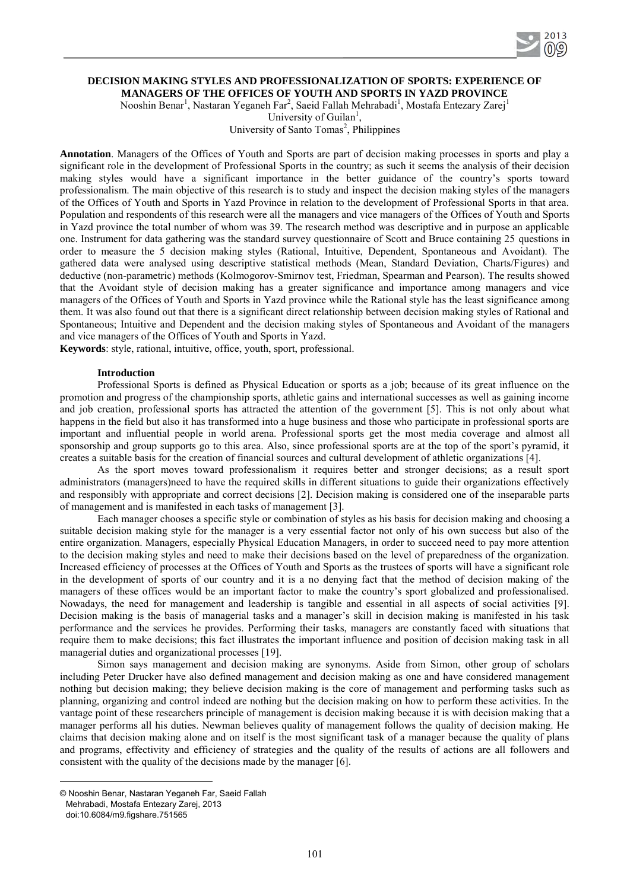# DECISION MAKING STYLES AND PROFESSIONALIZATION OF SPORTS: EXPERIENCE OF MANAGERS OF THE OFFICES OF YOUTH AND SPORTS IN YAZD PROVINCE

Nooshin Benar[1], Nastaran Yeganeh Far[2], Saeid Fallah Mehrabadi[1], Mostafa Entezary Zarej[1]
University of Guilan[1],
University of Santo Tomas[2], Philippines

**Annotation**. Managers of the Offices of Youth and Sports are part of decision making processes in sports and play a significant role in the development of Professional Sports in the country; as such it seems the analysis of their decision making styles would have a significant importance in the better guidance of the country's sports toward professionalism. The main objective of this research is to study and inspect the decision making styles of the managers of the Offices of Youth and Sports in Yazd Province in relation to the development of Professional Sports in that area. Population and respondents of this research were all the managers and vice managers of the Offices of Youth and Sports in Yazd province the total number of whom was 39. The research method was descriptive and in purpose an applicable one. Instrument for data gathering was the standard survey questionnaire of Scott and Bruce containing 25 questions in order to measure the 5 decision making styles (Rational, Intuitive, Dependent, Spontaneous and Avoidant). The gathered data were analysed using descriptive statistical methods (Mean, Standard Deviation, Charts/Figures) and deductive (non-parametric) methods (Kolmogorov-Smirnov test, Friedman, Spearman and Pearson). The results showed that the Avoidant style of decision making has a greater significance and importance among managers and vice managers of the Offices of Youth and Sports in Yazd province while the Rational style has the least significance among them. It was also found out that there is a significant direct relationship between decision making styles of Rational and Spontaneous; Intuitive and Dependent and the decision making styles of Spontaneous and Avoidant of the managers and vice managers of the Offices of Youth and Sports in Yazd.

**Keywords**: style, rational, intuitive, office, youth, sport, professional.

## Introduction

Professional Sports is defined as Physical Education or sports as a job; because of its great influence on the promotion and progress of the championship sports, athletic gains and international successes as well as gaining income and job creation, professional sports has attracted the attention of the government [5]. This is not only about what happens in the field but also it has transformed into a huge business and those who participate in professional sports are important and influential people in world arena. Professional sports get the most media coverage and almost all sponsorship and group supports go to this area. Also, since professional sports are at the top of the sport's pyramid, it creates a suitable basis for the creation of financial sources and cultural development of athletic organizations [4].

As the sport moves toward professionalism it requires better and stronger decisions; as a result sport administrators (managers)need to have the required skills in different situations to guide their organizations effectively and responsibly with appropriate and correct decisions [2]. Decision making is considered one of the inseparable parts of management and is manifested in each tasks of management [3].

Each manager chooses a specific style or combination of styles as his basis for decision making and choosing a suitable decision making style for the manager is a very essential factor not only of his own success but also of the entire organization. Managers, especially Physical Education Managers, in order to succeed need to pay more attention to the decision making styles and need to make their decisions based on the level of preparedness of the organization. Increased efficiency of processes at the Offices of Youth and Sports as the trustees of sports will have a significant role in the development of sports of our country and it is a no denying fact that the method of decision making of the managers of these offices would be an important factor to make the country's sport globalized and professionalised. Nowadays, the need for management and leadership is tangible and essential in all aspects of social activities [9]. Decision making is the basis of managerial tasks and a manager's skill in decision making is manifested in his task performance and the services he provides. Performing their tasks, managers are constantly faced with situations that require them to make decisions; this fact illustrates the important influence and position of decision making task in all managerial duties and organizational processes [19].

Simon says management and decision making are synonyms. Aside from Simon, other group of scholars including Peter Drucker have also defined management and decision making as one and have considered management nothing but decision making; they believe decision making is the core of management and performing tasks such as planning, organizing and control indeed are nothing but the decision making on how to perform these activities. In the vantage point of these researchers principle of management is decision making because it is with decision making that a manager performs all his duties. Newman believes quality of management follows the quality of decision making. He claims that decision making alone and on itself is the most significant task of a manager because the quality of plans and programs, effectivity and efficiency of strategies and the quality of the results of actions are all followers and consistent with the quality of the decisions made by the manager [6].

---

© Nooshin Benar, Nastaran Yeganeh Far, Saeid Fallah Mehrabadi, Mostafa Entezary Zarej, 2013
doi:10.6084/m9.figshare.751565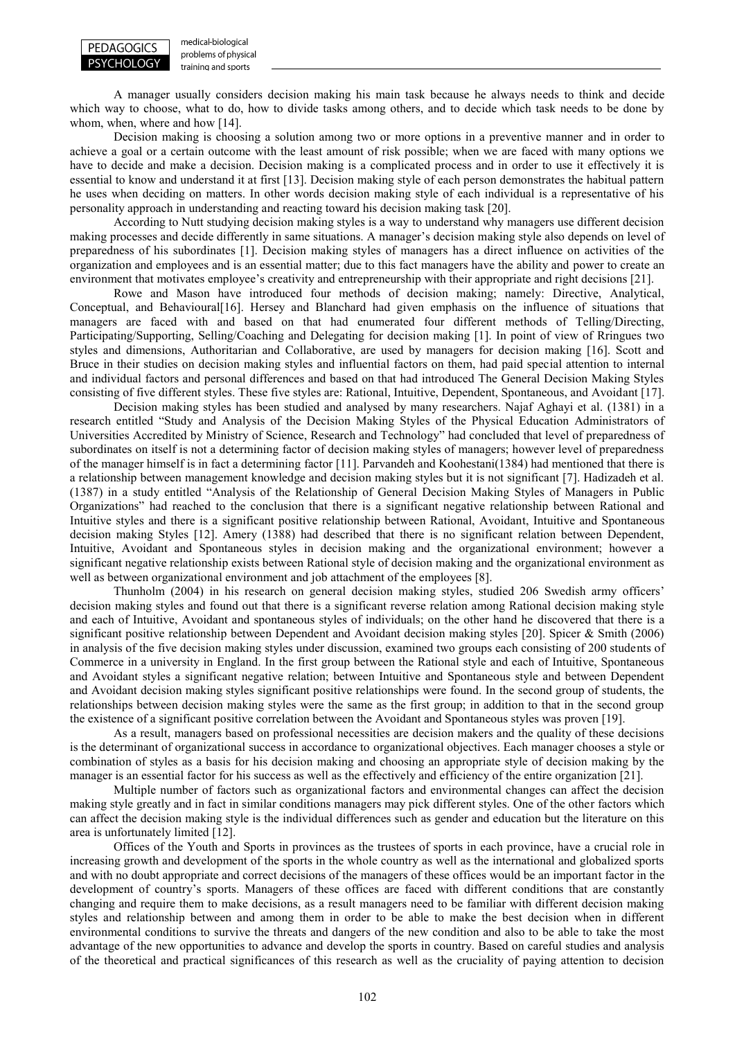A manager usually considers decision making his main task because he always needs to think and decide which way to choose, what to do, how to divide tasks among others, and to decide which task needs to be done by whom, when, where and how [14].

Decision making is choosing a solution among two or more options in a preventive manner and in order to achieve a goal or a certain outcome with the least amount of risk possible; when we are faced with many options we have to decide and make a decision. Decision making is a complicated process and in order to use it effectively it is essential to know and understand it at first [13]. Decision making style of each person demonstrates the habitual pattern he uses when deciding on matters. In other words decision making style of each individual is a representative of his personality approach in understanding and reacting toward his decision making task [20].

According to Nutt studying decision making styles is a way to understand why managers use different decision making processes and decide differently in same situations. A manager's decision making style also depends on level of preparedness of his subordinates [1]. Decision making styles of managers has a direct influence on activities of the organization and employees and is an essential matter; due to this fact managers have the ability and power to create an environment that motivates employee's creativity and entrepreneurship with their appropriate and right decisions [21].

Rowe and Mason have introduced four methods of decision making; namely: Directive, Analytical, Conceptual, and Behavioural[16]. Hersey and Blanchard had given emphasis on the influence of situations that managers are faced with and based on that had enumerated four different methods of Telling/Directing, Participating/Supporting, Selling/Coaching and Delegating for decision making [1]. In point of view of Rringues two styles and dimensions, Authoritarian and Collaborative, are used by managers for decision making [16]. Scott and Bruce in their studies on decision making styles and influential factors on them, had paid special attention to internal and individual factors and personal differences and based on that had introduced The General Decision Making Styles consisting of five different styles. These five styles are: Rational, Intuitive, Dependent, Spontaneous, and Avoidant [17].

Decision making styles has been studied and analysed by many researchers. Najaf Aghayi et al. (1381) in a research entitled "Study and Analysis of the Decision Making Styles of the Physical Education Administrators of Universities Accredited by Ministry of Science, Research and Technology" had concluded that level of preparedness of subordinates on itself is not a determining factor of decision making styles of managers; however level of preparedness of the manager himself is in fact a determining factor [11]. Parvandeh and Koohestani(1384) had mentioned that there is a relationship between management knowledge and decision making styles but it is not significant [7]. Hadizadeh et al. (1387) in a study entitled "Analysis of the Relationship of General Decision Making Styles of Managers in Public Organizations" had reached to the conclusion that there is a significant negative relationship between Rational and Intuitive styles and there is a significant positive relationship between Rational, Avoidant, Intuitive and Spontaneous decision making Styles [12]. Amery (1388) had described that there is no significant relation between Dependent, Intuitive, Avoidant and Spontaneous styles in decision making and the organizational environment; however a significant negative relationship exists between Rational style of decision making and the organizational environment as well as between organizational environment and job attachment of the employees [8].

Thunholm (2004) in his research on general decision making styles, studied 206 Swedish army officers' decision making styles and found out that there is a significant reverse relation among Rational decision making style and each of Intuitive, Avoidant and spontaneous styles of individuals; on the other hand he discovered that there is a significant positive relationship between Dependent and Avoidant decision making styles [20]. Spicer & Smith (2006) in analysis of the five decision making styles under discussion, examined two groups each consisting of 200 students of Commerce in a university in England. In the first group between the Rational style and each of Intuitive, Spontaneous and Avoidant styles a significant negative relation; between Intuitive and Spontaneous style and between Dependent and Avoidant decision making styles significant positive relationships were found. In the second group of students, the relationships between decision making styles were the same as the first group; in addition to that in the second group the existence of a significant positive correlation between the Avoidant and Spontaneous styles was proven [19].

As a result, managers based on professional necessities are decision makers and the quality of these decisions is the determinant of organizational success in accordance to organizational objectives. Each manager chooses a style or combination of styles as a basis for his decision making and choosing an appropriate style of decision making by the manager is an essential factor for his success as well as the effectively and efficiency of the entire organization [21].

Multiple number of factors such as organizational factors and environmental changes can affect the decision making style greatly and in fact in similar conditions managers may pick different styles. One of the other factors which can affect the decision making style is the individual differences such as gender and education but the literature on this area is unfortunately limited [12].

Offices of the Youth and Sports in provinces as the trustees of sports in each province, have a crucial role in increasing growth and development of the sports in the whole country as well as the international and globalized sports and with no doubt appropriate and correct decisions of the managers of these offices would be an important factor in the development of country's sports. Managers of these offices are faced with different conditions that are constantly changing and require them to make decisions, as a result managers need to be familiar with different decision making styles and relationship between and among them in order to be able to make the best decision when in different environmental conditions to survive the threats and dangers of the new condition and also to be able to take the most advantage of the new opportunities to advance and develop the sports in country. Based on careful studies and analysis of the theoretical and practical significances of this research as well as the cruciality of paying attention to decision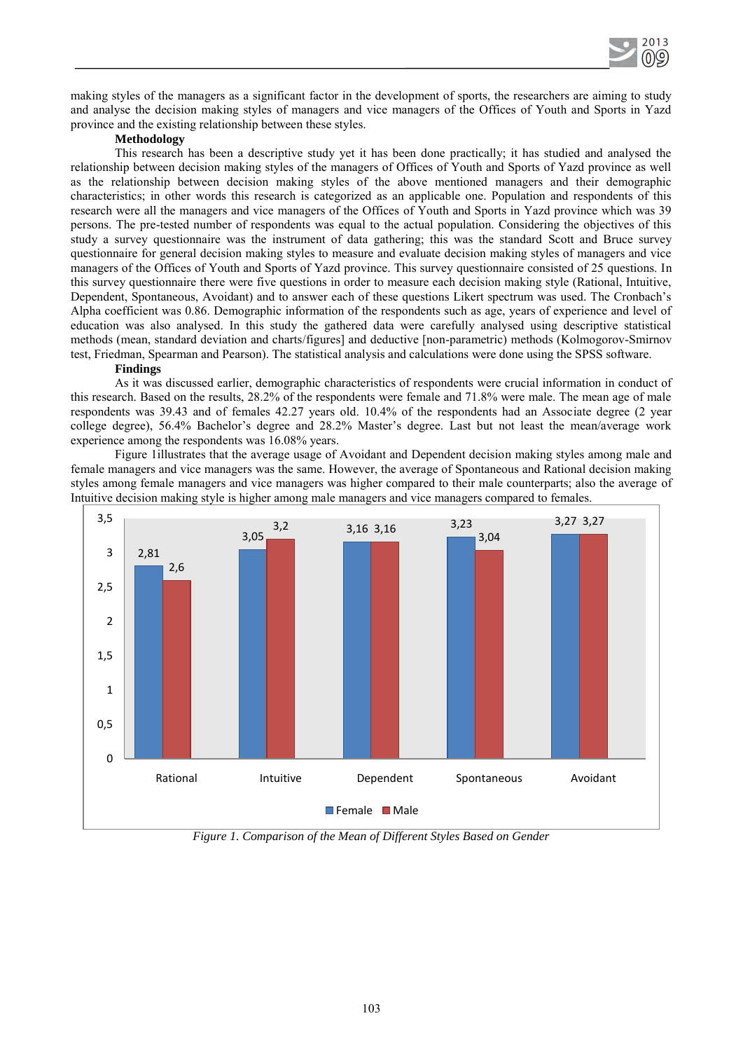making styles of the managers as a significant factor in the development of sports, the researchers are aiming to study and analyse the decision making styles of managers and vice managers of the Offices of Youth and Sports in Yazd province and the existing relationship between these styles.

**Methodology**

This research has been a descriptive study yet it has been done practically; it has studied and analysed the relationship between decision making styles of the managers of Offices of Youth and Sports of Yazd province as well as the relationship between decision making styles of the above mentioned managers and their demographic characteristics; in other words this research is categorized as an applicable one. Population and respondents of this research were all the managers and vice managers of the Offices of Youth and Sports in Yazd province which was 39 persons. The pre-tested number of respondents was equal to the actual population. Considering the objectives of this study a survey questionnaire was the instrument of data gathering; this was the standard Scott and Bruce survey questionnaire for general decision making styles to measure and evaluate decision making styles of managers and vice managers of the Offices of Youth and Sports of Yazd province. This survey questionnaire consisted of 25 questions. In this survey questionnaire there were five questions in order to measure each decision making style (Rational, Intuitive, Dependent, Spontaneous, Avoidant) and to answer each of these questions Likert spectrum was used. The Cronbach's Alpha coefficient was 0.86. Demographic information of the respondents such as age, years of experience and level of education was also analysed. In this study the gathered data were carefully analysed using descriptive statistical methods (mean, standard deviation and charts/figures] and deductive [non-parametric) methods (Kolmogorov-Smirnov test, Friedman, Spearman and Pearson). The statistical analysis and calculations were done using the SPSS software.

**Findings**

As it was discussed earlier, demographic characteristics of respondents were crucial information in conduct of this research. Based on the results, 28.2% of the respondents were female and 71.8% were male. The mean age of male respondents was 39.43 and of females 42.27 years old. 10.4% of the respondents had an Associate degree (2 year college degree), 56.4% Bachelor's degree and 28.2% Master's degree. Last but not least the mean/average work experience among the respondents was 16.08% years.

Figure 1illustrates that the average usage of Avoidant and Dependent decision making styles among male and female managers and vice managers was the same. However, the average of Spontaneous and Rational decision making styles among female managers and vice managers was higher compared to their male counterparts; also the average of Intuitive decision making style is higher among male managers and vice managers compared to females.

| | Rational | Intuitive | Dependent | Spontaneous | Avoidant |
|---|---|---|---|---|---|
| Female | 2,81 | 3,05 | 3,16 | 3,23 | 3,27 |
| Male | 2,6 | 3,2 | 3,16 | 3,04 | 3,27 |

*Figure 1. Comparison of the Mean of Different Styles Based on Gender*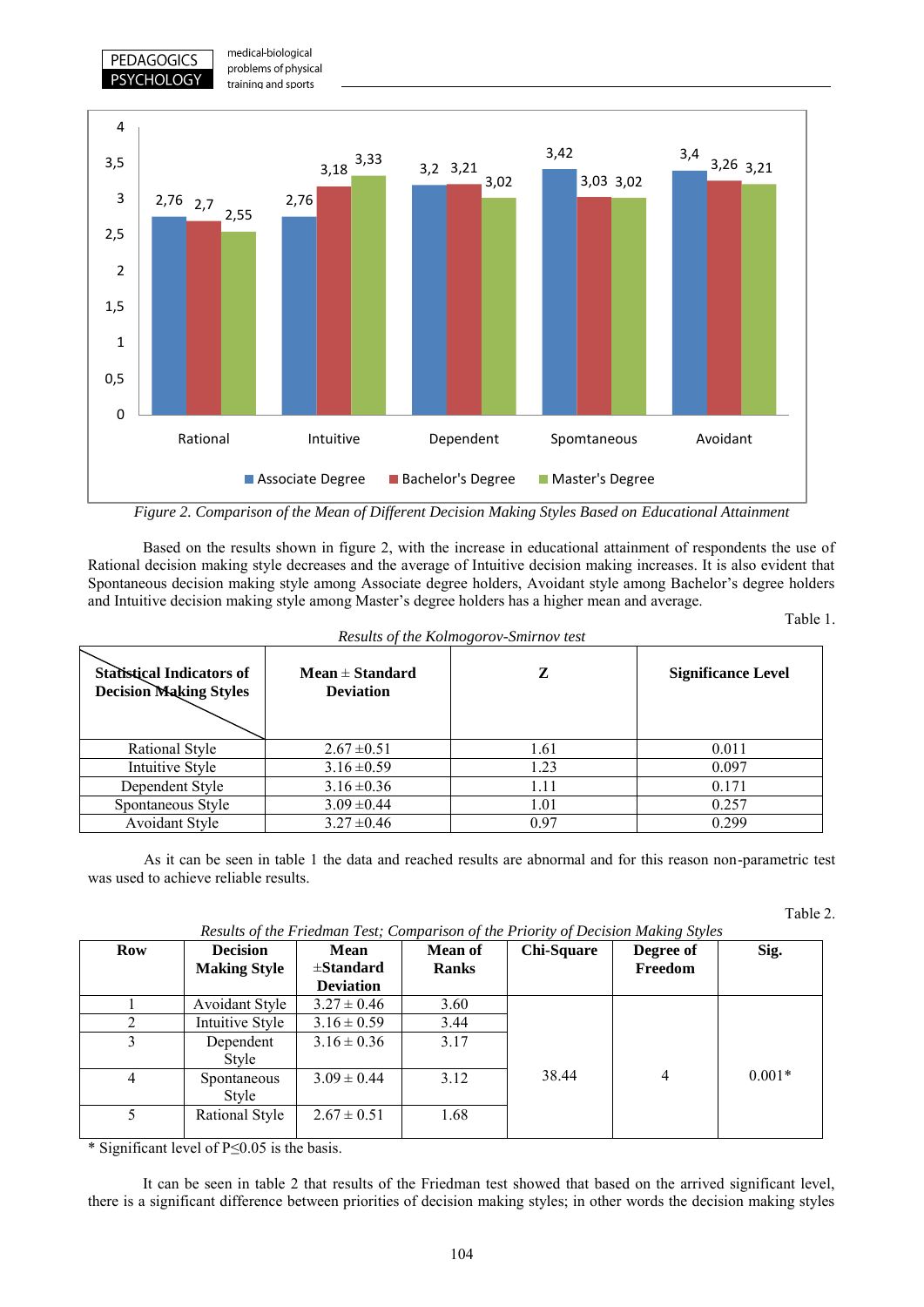*Figure 2. Comparison of the Mean of Different Decision Making Styles Based on Educational Attainment*

Based on the results shown in figure 2, with the increase in educational attainment of respondents the use of Rational decision making style decreases and the average of Intuitive decision making increases. It is also evident that Spontaneous decision making style among Associate degree holders, Avoidant style among Bachelor's degree holders and Intuitive decision making style among Master's degree holders has a higher mean and average.

Table 1.

*Results of the Kolmogorov-Smirnov test*

| Statistical Indicators of / Decision Making Styles | Mean ± Standard Deviation | Z | Significance Level |
|---|---|---|---|
| Rational Style | 2.67 ±0.51 | 1.61 | 0.011 |
| Intuitive Style | 3.16 ±0.59 | 1.23 | 0.097 |
| Dependent Style | 3.16 ±0.36 | 1.11 | 0.171 |
| Spontaneous Style | 3.09 ±0.44 | 1.01 | 0.257 |
| Avoidant Style | 3.27 ±0.46 | 0.97 | 0.299 |

As it can be seen in table 1 the data and reached results are abnormal and for this reason non-parametric test was used to achieve reliable results.

Table 2.

*Results of the Friedman Test; Comparison of the Priority of Decision Making Styles*

| Row | Decision Making Style | Mean ±Standard Deviation | Mean of Ranks | Chi-Square | Degree of Freedom | Sig. |
|---|---|---|---|---|---|---|
| 1 | Avoidant Style | 3.27 ± 0.46 | 3.60 | 38.44 | 4 | 0.001* |
| 2 | Intuitive Style | 3.16 ± 0.59 | 3.44 | | | |
| 3 | Dependent Style | 3.16 ± 0.36 | 3.17 | | | |
| 4 | Spontaneous Style | 3.09 ± 0.44 | 3.12 | | | |
| 5 | Rational Style | 2.67 ± 0.51 | 1.68 | | | |

\* Significant level of $P \leq 0.05$ is the basis.

It can be seen in table 2 that results of the Friedman test showed that based on the arrived significant level, there is a significant difference between priorities of decision making styles; in other words the decision making styles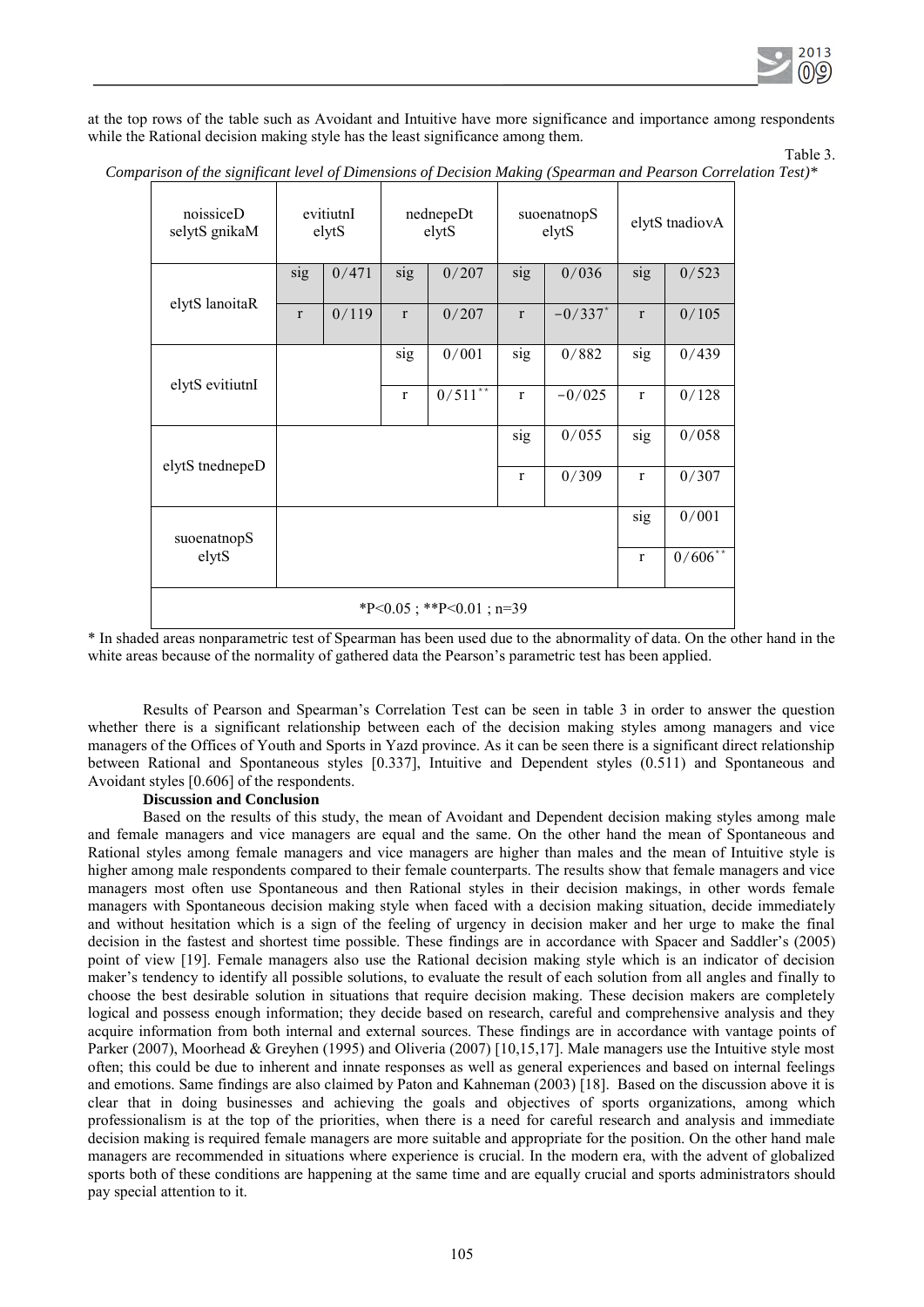at the top rows of the table such as Avoidant and Intuitive have more significance and importance among respondents while the Rational decision making style has the least significance among them.

Table 3.

*Comparison of the significant level of Dimensions of Decision Making (Spearman and Pearson Correlation Test)**

| noissiceD selytS gnikaM | evitiutnI elytS | | nednepeDt elytS | | suoenatnopS elytS | | elytS tnadiovA | |
|---|---|---|---|---|---|---|---|---|
| elytS lanoitaR | sig | 0/471 | sig | 0/207 | sig | 0/036 | sig | 0/523 |
| | r | 0/119 | r | 0/207 | r | −0/337* | r | 0/105 |
| elytS evitiutnI | | | sig | 0/001 | sig | 0/882 | sig | 0/439 |
| | | | r | 0/511** | r | −0/025 | r | 0/128 |
| elytS tnednepeD | | | | | sig | 0/055 | sig | 0/058 |
| | | | | | r | 0/309 | r | 0/307 |
| suoenatnopS elytS | | | | | | | sig | 0/001 |
| | | | | | | | r | 0/606** |
| *P<0.05 ; **P<0.01 ; n=39 | | | | | | | | |

* In shaded areas nonparametric test of Spearman has been used due to the abnormality of data. On the other hand in the white areas because of the normality of gathered data the Pearson's parametric test has been applied.

Results of Pearson and Spearman's Correlation Test can be seen in table 3 in order to answer the question whether there is a significant relationship between each of the decision making styles among managers and vice managers of the Offices of Youth and Sports in Yazd province. As it can be seen there is a significant direct relationship between Rational and Spontaneous styles [0.337], Intuitive and Dependent styles (0.511) and Spontaneous and Avoidant styles [0.606] of the respondents.

**Discussion and Conclusion**

Based on the results of this study, the mean of Avoidant and Dependent decision making styles among male and female managers and vice managers are equal and the same. On the other hand the mean of Spontaneous and Rational styles among female managers and vice managers are higher than males and the mean of Intuitive style is higher among male respondents compared to their female counterparts. The results show that female managers and vice managers most often use Spontaneous and then Rational styles in their decision makings, in other words female managers with Spontaneous decision making style when faced with a decision making situation, decide immediately and without hesitation which is a sign of the feeling of urgency in decision maker and her urge to make the final decision in the fastest and shortest time possible. These findings are in accordance with Spacer and Saddler's (2005) point of view [19]. Female managers also use the Rational decision making style which is an indicator of decision maker's tendency to identify all possible solutions, to evaluate the result of each solution from all angles and finally to choose the best desirable solution in situations that require decision making. These decision makers are completely logical and possess enough information; they decide based on research, careful and comprehensive analysis and they acquire information from both internal and external sources. These findings are in accordance with vantage points of Parker (2007), Moorhead & Greyhen (1995) and Oliveria (2007) [10,15,17]. Male managers use the Intuitive style most often; this could be due to inherent and innate responses as well as general experiences and based on internal feelings and emotions. Same findings are also claimed by Paton and Kahneman (2003) [18]. Based on the discussion above it is clear that in doing businesses and achieving the goals and objectives of sports organizations, among which professionalism is at the top of the priorities, when there is a need for careful research and analysis and immediate decision making is required female managers are more suitable and appropriate for the position. On the other hand male managers are recommended in situations where experience is crucial. In the modern era, with the advent of globalized sports both of these conditions are happening at the same time and are equally crucial and sports administrators should pay special attention to it.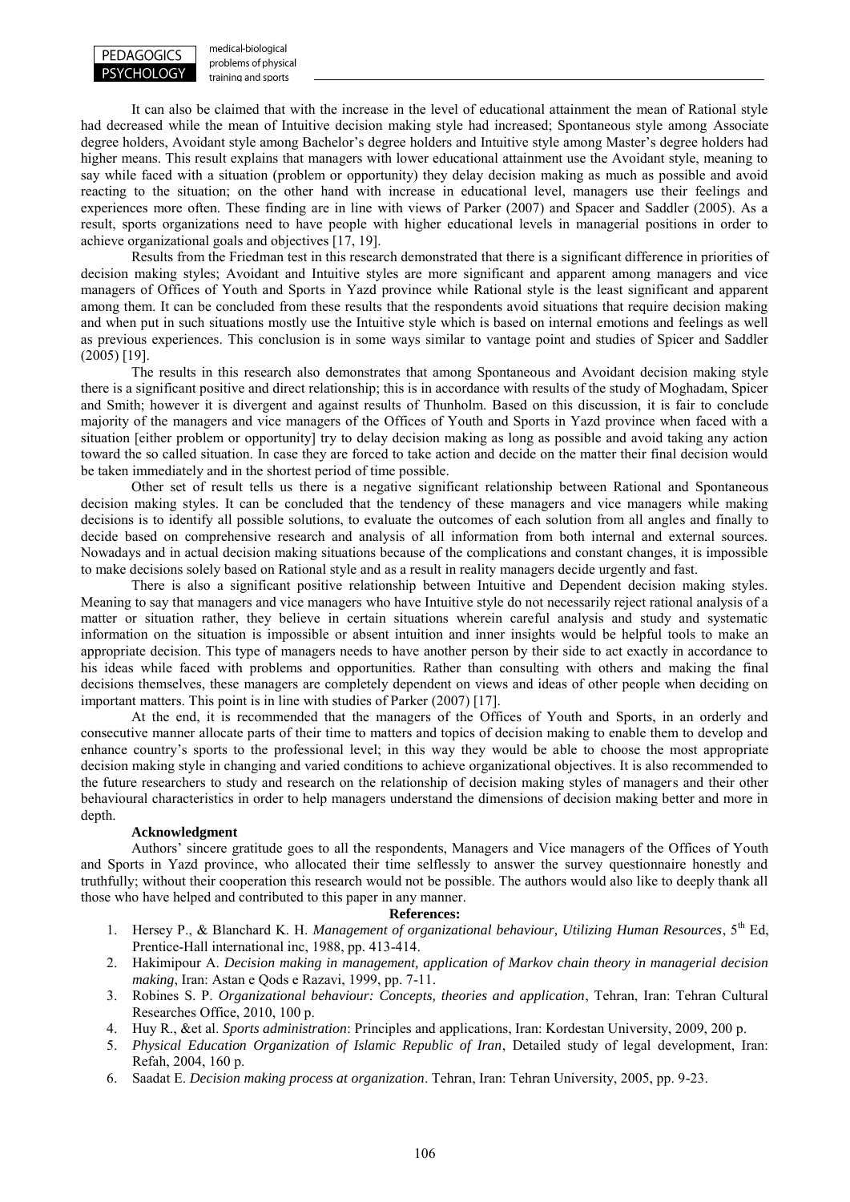It can also be claimed that with the increase in the level of educational attainment the mean of Rational style had decreased while the mean of Intuitive decision making style had increased; Spontaneous style among Associate degree holders, Avoidant style among Bachelor's degree holders and Intuitive style among Master's degree holders had higher means. This result explains that managers with lower educational attainment use the Avoidant style, meaning to say while faced with a situation (problem or opportunity) they delay decision making as much as possible and avoid reacting to the situation; on the other hand with increase in educational level, managers use their feelings and experiences more often. These finding are in line with views of Parker (2007) and Spacer and Saddler (2005). As a result, sports organizations need to have people with higher educational levels in managerial positions in order to achieve organizational goals and objectives [17, 19].

Results from the Friedman test in this research demonstrated that there is a significant difference in priorities of decision making styles; Avoidant and Intuitive styles are more significant and apparent among managers and vice managers of Offices of Youth and Sports in Yazd province while Rational style is the least significant and apparent among them. It can be concluded from these results that the respondents avoid situations that require decision making and when put in such situations mostly use the Intuitive style which is based on internal emotions and feelings as well as previous experiences. This conclusion is in some ways similar to vantage point and studies of Spicer and Saddler (2005) [19].

The results in this research also demonstrates that among Spontaneous and Avoidant decision making style there is a significant positive and direct relationship; this is in accordance with results of the study of Moghadam, Spicer and Smith; however it is divergent and against results of Thunholm. Based on this discussion, it is fair to conclude majority of the managers and vice managers of the Offices of Youth and Sports in Yazd province when faced with a situation [either problem or opportunity] try to delay decision making as long as possible and avoid taking any action toward the so called situation. In case they are forced to take action and decide on the matter their final decision would be taken immediately and in the shortest period of time possible.

Other set of result tells us there is a negative significant relationship between Rational and Spontaneous decision making styles. It can be concluded that the tendency of these managers and vice managers while making decisions is to identify all possible solutions, to evaluate the outcomes of each solution from all angles and finally to decide based on comprehensive research and analysis of all information from both internal and external sources. Nowadays and in actual decision making situations because of the complications and constant changes, it is impossible to make decisions solely based on Rational style and as a result in reality managers decide urgently and fast.

There is also a significant positive relationship between Intuitive and Dependent decision making styles. Meaning to say that managers and vice managers who have Intuitive style do not necessarily reject rational analysis of a matter or situation rather, they believe in certain situations wherein careful analysis and study and systematic information on the situation is impossible or absent intuition and inner insights would be helpful tools to make an appropriate decision. This type of managers needs to have another person by their side to act exactly in accordance to his ideas while faced with problems and opportunities. Rather than consulting with others and making the final decisions themselves, these managers are completely dependent on views and ideas of other people when deciding on important matters. This point is in line with studies of Parker (2007) [17].

At the end, it is recommended that the managers of the Offices of Youth and Sports, in an orderly and consecutive manner allocate parts of their time to matters and topics of decision making to enable them to develop and enhance country's sports to the professional level; in this way they would be able to choose the most appropriate decision making style in changing and varied conditions to achieve organizational objectives. It is also recommended to the future researchers to study and research on the relationship of decision making styles of managers and their other behavioural characteristics in order to help managers understand the dimensions of decision making better and more in depth.

**Acknowledgment**

Authors' sincere gratitude goes to all the respondents, Managers and Vice managers of the Offices of Youth and Sports in Yazd province, who allocated their time selflessly to answer the survey questionnaire honestly and truthfully; without their cooperation this research would not be possible. The authors would also like to deeply thank all those who have helped and contributed to this paper in any manner.

**References:**

1. Hersey P., & Blanchard K. H. *Management of organizational behaviour, Utilizing Human Resources*, 5th Ed, Prentice-Hall international inc, 1988, pp. 413-414.
2. Hakimipour A. *Decision making in management, application of Markov chain theory in managerial decision making*, Iran: Astan e Qods e Razavi, 1999, pp. 7-11.
3. Robines S. P. *Organizational behaviour: Concepts, theories and application*, Tehran, Iran: Tehran Cultural Researches Office, 2010, 100 p.
4. Huy R., &et al. *Sports administration*: Principles and applications, Iran: Kordestan University, 2009, 200 p.
5. *Physical Education Organization of Islamic Republic of Iran*, Detailed study of legal development, Iran: Refah, 2004, 160 p.
6. Saadat E. *Decision making process at organization*. Tehran, Iran: Tehran University, 2005, pp. 9-23.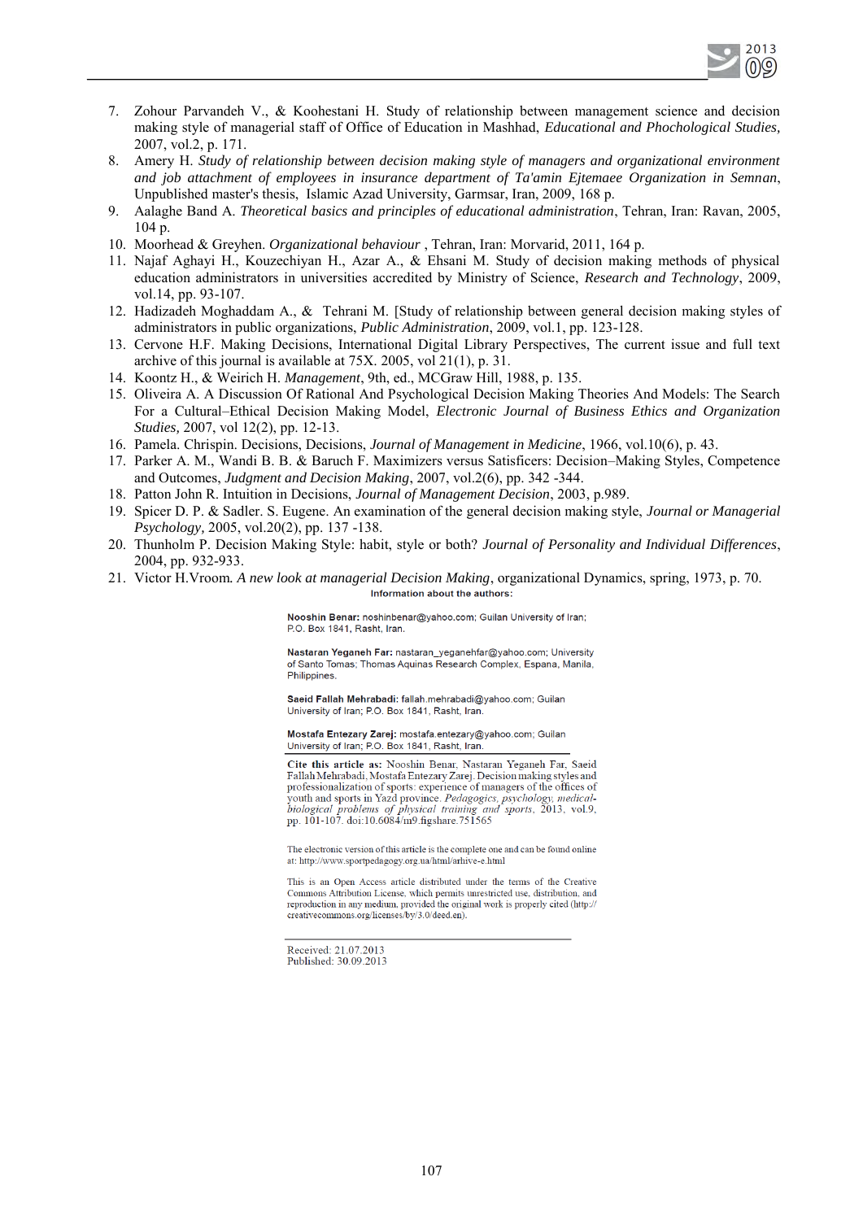7. Zohour Parvandeh V., & Koohestani H. Study of relationship between management science and decision making style of managerial staff of Office of Education in Mashhad, *Educational and Phochological Studies,* 2007, vol.2, p. 171.
8. Amery H. *Study of relationship between decision making style of managers and organizational environment and job attachment of employees in insurance department of Ta'amin Ejtemaee Organization in Semnan*, Unpublished master's thesis, Islamic Azad University, Garmsar, Iran, 2009, 168 p.
9. Aalaghe Band A. *Theoretical basics and principles of educational administration*, Tehran, Iran: Ravan, 2005, 104 p.
10. Moorhead & Greyhen. *Organizational behaviour* , Tehran, Iran: Morvarid, 2011, 164 p.
11. Najaf Aghayi H., Kouzechiyan H., Azar A., & Ehsani M. Study of decision making methods of physical education administrators in universities accredited by Ministry of Science, *Research and Technology*, 2009, vol.14, pp. 93-107.
12. Hadizadeh Moghaddam A., & Tehrani M. [Study of relationship between general decision making styles of administrators in public organizations, *Public Administration*, 2009, vol.1, pp. 123-128.
13. Cervone H.F. Making Decisions, International Digital Library Perspectives, The current issue and full text archive of this journal is available at 75X. 2005, vol 21(1), p. 31.
14. Koontz H., & Weirich H. *Management*, 9th, ed., MCGraw Hill, 1988, p. 135.
15. Oliveira A. A Discussion Of Rational And Psychological Decision Making Theories And Models: The Search For a Cultural–Ethical Decision Making Model, *Electronic Journal of Business Ethics and Organization Studies,* 2007, vol 12(2), pp. 12-13.
16. Pamela. Chrispin. Decisions, Decisions, *Journal of Management in Medicine*, 1966, vol.10(6), p. 43.
17. Parker A. M., Wandi B. B. & Baruch F. Maximizers versus Satisficers: Decision–Making Styles, Competence and Outcomes, *Judgment and Decision Making*, 2007, vol.2(6), pp. 342 -344.
18. Patton John R. Intuition in Decisions, *Journal of Management Decision*, 2003, p.989.
19. Spicer D. P. & Sadler. S. Eugene. An examination of the general decision making style, *Journal or Managerial Psychology,* 2005, vol.20(2), pp. 137 -138.
20. Thunholm P. Decision Making Style: habit, style or both? *Journal of Personality and Individual Differences*, 2004, pp. 932-933.
21. Victor H.Vroom. *A new look at managerial Decision Making*, organizational Dynamics, spring, 1973, p. 70.

**Information about the authors:**

**Nooshin Benar:** noshinbenar@yahoo.com; Guilan University of Iran; P.O. Box 1841, Rasht, Iran.

**Nastaran Yeganeh Far:** nastaran_yeganehfar@yahoo.com; University of Santo Tomas; Thomas Aquinas Research Complex, Espana, Manila, Philippines.

**Saeid Fallah Mehrabadi:** fallah.mehrabadi@yahoo.com; Guilan University of Iran; P.O. Box 1841, Rasht, Iran.

**Mostafa Entezary Zarej:** mostafa.entezary@yahoo.com; Guilan University of Iran; P.O. Box 1841, Rasht, Iran.

**Cite this article as:** Nooshin Benar, Nastaran Yeganeh Far, Saeid Fallah Mehrabadi, Mostafa Entezary Zarej. Decision making styles and professionalization of sports: experience of managers of the offices of youth and sports in Yazd province. *Pedagogics, psychology, medical-biological problems of physical training and sports,* 2013, vol.9, pp. 101-107. doi:10.6084/m9.figshare.751565

The electronic version of this article is the complete one and can be found online at: http://www.sportpedagogy.org.ua/html/arhive-e.html

This is an Open Access article distributed under the terms of the Creative Commons Attribution License, which permits unrestricted use, distribution, and reproduction in any medium, provided the original work is properly cited (http://creativecommons.org/licenses/by/3.0/deed.en).

Received: 21.07.2013
Published: 30.09.2013